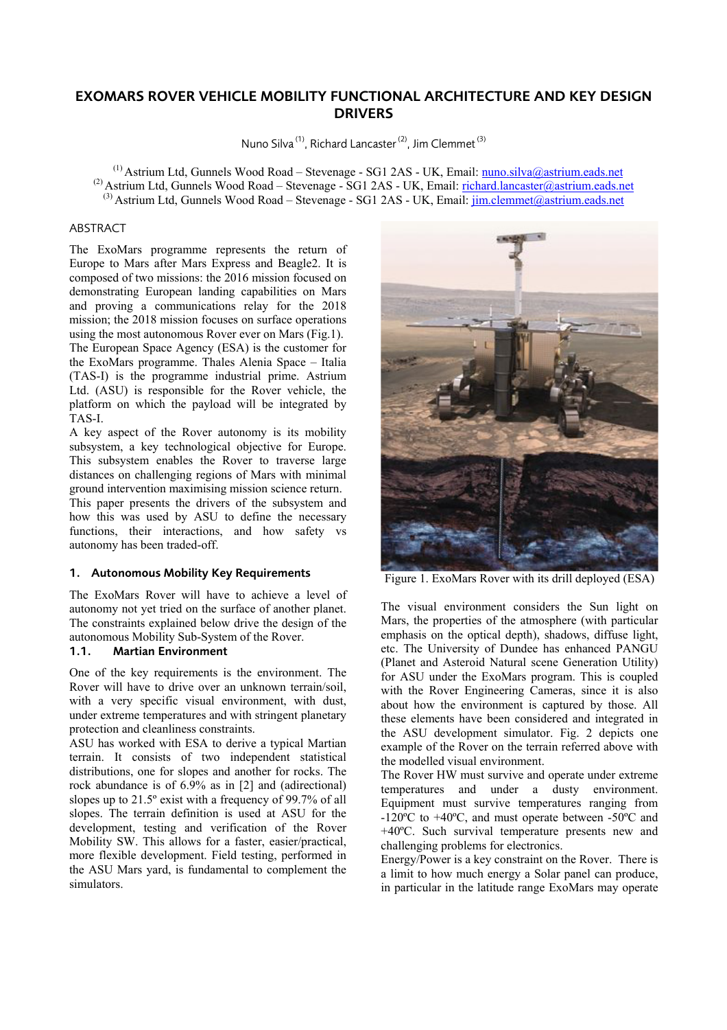# EXOMARS ROVER VEHICLE MOBILITY FUNCTIONAL ARCHITECTURE AND KEY DESIGN DRIVERS

Nuno Silva [(1)], Richard Lancaster [(2)], Jim Clemmet [(3)]

[(1)] Astrium Ltd, Gunnels Wood Road – Stevenage - SG1 2AS - UK, Email: nuno.silva@astrium.eads.net
[(2)] Astrium Ltd, Gunnels Wood Road – Stevenage - SG1 2AS - UK, Email: richard.lancaster@astrium.eads.net
[(3)] Astrium Ltd, Gunnels Wood Road – Stevenage - SG1 2AS - UK, Email: jim.clemmet@astrium.eads.net

## ABSTRACT

The ExoMars programme represents the return of Europe to Mars after Mars Express and Beagle2. It is composed of two missions: the 2016 mission focused on demonstrating European landing capabilities on Mars and proving a communications relay for the 2018 mission; the 2018 mission focuses on surface operations using the most autonomous Rover ever on Mars (Fig.1). The European Space Agency (ESA) is the customer for the ExoMars programme. Thales Alenia Space – Italia (TAS-I) is the programme industrial prime. Astrium Ltd. (ASU) is responsible for the Rover vehicle, the platform on which the payload will be integrated by TAS-I.

A key aspect of the Rover autonomy is its mobility subsystem, a key technological objective for Europe. This subsystem enables the Rover to traverse large distances on challenging regions of Mars with minimal ground intervention maximising mission science return. This paper presents the drivers of the subsystem and how this was used by ASU to define the necessary functions, their interactions, and how safety vs autonomy has been traded-off.

## 1. Autonomous Mobility Key Requirements

The ExoMars Rover will have to achieve a level of autonomy not yet tried on the surface of another planet. The constraints explained below drive the design of the autonomous Mobility Sub-System of the Rover.

### 1.1. Martian Environment

One of the key requirements is the environment. The Rover will have to drive over an unknown terrain/soil, with a very specific visual environment, with dust, under extreme temperatures and with stringent planetary protection and cleanliness constraints.

ASU has worked with ESA to derive a typical Martian terrain. It consists of two independent statistical distributions, one for slopes and another for rocks. The rock abundance is of 6.9% as in [2] and (adirectional) slopes up to 21.5º exist with a frequency of 99.7% of all slopes. The terrain definition is used at ASU for the development, testing and verification of the Rover Mobility SW. This allows for a faster, easier/practical, more flexible development. Field testing, performed in the ASU Mars yard, is fundamental to complement the simulators.

Figure 1. ExoMars Rover with its drill deployed (ESA)

The visual environment considers the Sun light on Mars, the properties of the atmosphere (with particular emphasis on the optical depth), shadows, diffuse light, etc. The University of Dundee has enhanced PANGU (Planet and Asteroid Natural scene Generation Utility) for ASU under the ExoMars program. This is coupled with the Rover Engineering Cameras, since it is also about how the environment is captured by those. All these elements have been considered and integrated in the ASU development simulator. Fig. 2 depicts one example of the Rover on the terrain referred above with the modelled visual environment.

The Rover HW must survive and operate under extreme temperatures and under a dusty environment. Equipment must survive temperatures ranging from -120ºC to +40ºC, and must operate between -50ºC and +40ºC. Such survival temperature presents new and challenging problems for electronics.

Energy/Power is a key constraint on the Rover. There is a limit to how much energy a Solar panel can produce, in particular in the latitude range ExoMars may operate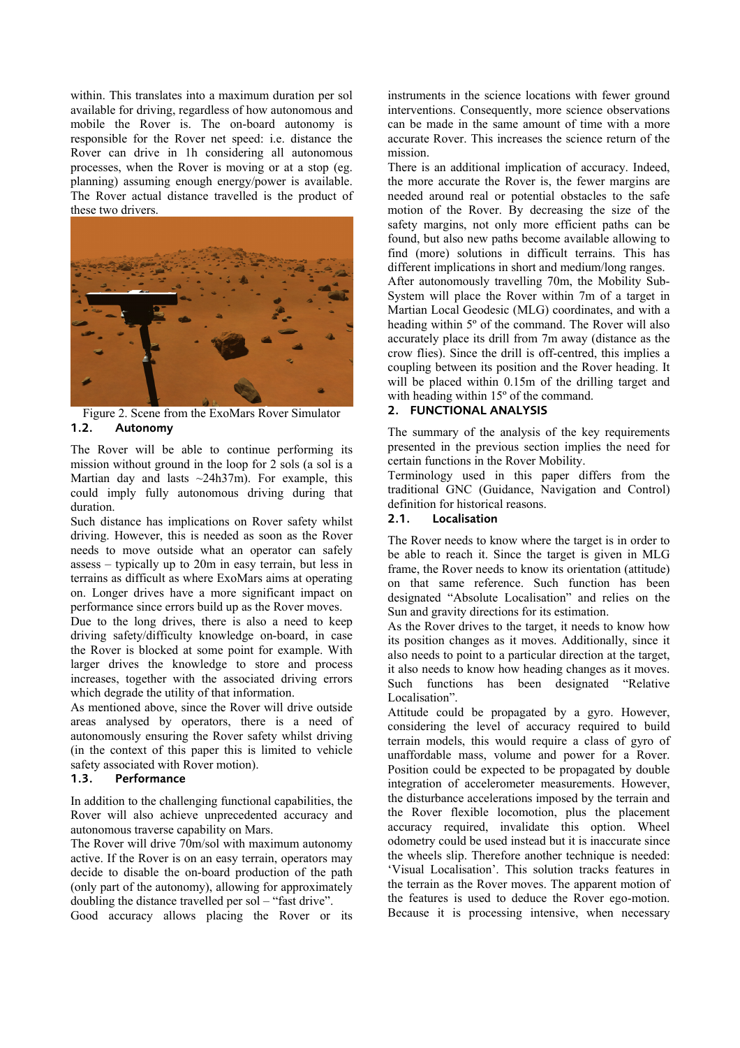within. This translates into a maximum duration per sol available for driving, regardless of how autonomous and mobile the Rover is. The on-board autonomy is responsible for the Rover net speed: i.e. distance the Rover can drive in 1h considering all autonomous processes, when the Rover is moving or at a stop (eg. planning) assuming enough energy/power is available. The Rover actual distance travelled is the product of these two drivers.

Figure 2. Scene from the ExoMars Rover Simulator

### 1.2. Autonomy

The Rover will be able to continue performing its mission without ground in the loop for 2 sols (a sol is a Martian day and lasts ~24h37m). For example, this could imply fully autonomous driving during that duration.

Such distance has implications on Rover safety whilst driving. However, this is needed as soon as the Rover needs to move outside what an operator can safely assess – typically up to 20m in easy terrain, but less in terrains as difficult as where ExoMars aims at operating on. Longer drives have a more significant impact on performance since errors build up as the Rover moves.

Due to the long drives, there is also a need to keep driving safety/difficulty knowledge on-board, in case the Rover is blocked at some point for example. With larger drives the knowledge to store and process increases, together with the associated driving errors which degrade the utility of that information.

As mentioned above, since the Rover will drive outside areas analysed by operators, there is a need of autonomously ensuring the Rover safety whilst driving (in the context of this paper this is limited to vehicle safety associated with Rover motion).

### 1.3. Performance

In addition to the challenging functional capabilities, the Rover will also achieve unprecedented accuracy and autonomous traverse capability on Mars.

The Rover will drive 70m/sol with maximum autonomy active. If the Rover is on an easy terrain, operators may decide to disable the on-board production of the path (only part of the autonomy), allowing for approximately doubling the distance travelled per sol – "fast drive".

Good accuracy allows placing the Rover or its instruments in the science locations with fewer ground interventions. Consequently, more science observations can be made in the same amount of time with a more accurate Rover. This increases the science return of the mission.

There is an additional implication of accuracy. Indeed, the more accurate the Rover is, the fewer margins are needed around real or potential obstacles to the safe motion of the Rover. By decreasing the size of the safety margins, not only more efficient paths can be found, but also new paths become available allowing to find (more) solutions in difficult terrains. This has different implications in short and medium/long ranges.

After autonomously travelling 70m, the Mobility Sub-System will place the Rover within 7m of a target in Martian Local Geodesic (MLG) coordinates, and with a heading within 5º of the command. The Rover will also accurately place its drill from 7m away (distance as the crow flies). Since the drill is off-centred, this implies a coupling between its position and the Rover heading. It will be placed within 0.15m of the drilling target and with heading within 15º of the command.

## 2. FUNCTIONAL ANALYSIS

The summary of the analysis of the key requirements presented in the previous section implies the need for certain functions in the Rover Mobility.

Terminology used in this paper differs from the traditional GNC (Guidance, Navigation and Control) definition for historical reasons.

### 2.1. Localisation

The Rover needs to know where the target is in order to be able to reach it. Since the target is given in MLG frame, the Rover needs to know its orientation (attitude) on that same reference. Such function has been designated "Absolute Localisation" and relies on the Sun and gravity directions for its estimation.

As the Rover drives to the target, it needs to know how its position changes as it moves. Additionally, since it also needs to point to a particular direction at the target, it also needs to know how heading changes as it moves. Such functions has been designated "Relative Localisation".

Attitude could be propagated by a gyro. However, considering the level of accuracy required to build terrain models, this would require a class of gyro of unaffordable mass, volume and power for a Rover. Position could be expected to be propagated by double integration of accelerometer measurements. However, the disturbance accelerations imposed by the terrain and the Rover flexible locomotion, plus the placement accuracy required, invalidate this option. Wheel odometry could be used instead but it is inaccurate since the wheels slip. Therefore another technique is needed: 'Visual Localisation'. This solution tracks features in the terrain as the Rover moves. The apparent motion of the features is used to deduce the Rover ego-motion. Because it is processing intensive, when necessary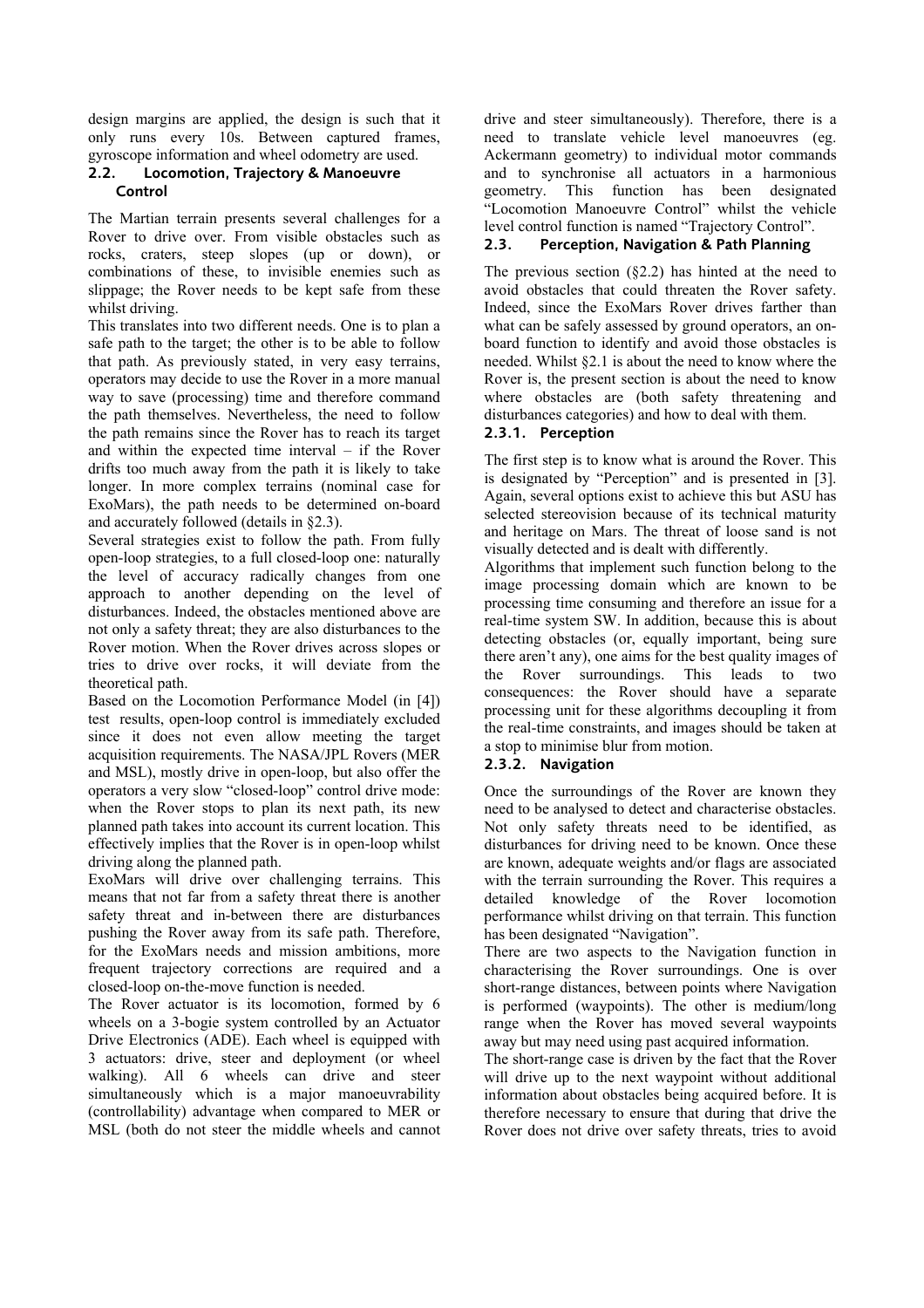design margins are applied, the design is such that it only runs every 10s. Between captured frames, gyroscope information and wheel odometry are used.

## 2.2. Locomotion, Trajectory & Manoeuvre Control

The Martian terrain presents several challenges for a Rover to drive over. From visible obstacles such as rocks, craters, steep slopes (up or down), or combinations of these, to invisible enemies such as slippage; the Rover needs to be kept safe from these whilst driving.

This translates into two different needs. One is to plan a safe path to the target; the other is to be able to follow that path. As previously stated, in very easy terrains, operators may decide to use the Rover in a more manual way to save (processing) time and therefore command the path themselves. Nevertheless, the need to follow the path remains since the Rover has to reach its target and within the expected time interval – if the Rover drifts too much away from the path it is likely to take longer. In more complex terrains (nominal case for ExoMars), the path needs to be determined on-board and accurately followed (details in §2.3).

Several strategies exist to follow the path. From fully open-loop strategies, to a full closed-loop one: naturally the level of accuracy radically changes from one approach to another depending on the level of disturbances. Indeed, the obstacles mentioned above are not only a safety threat; they are also disturbances to the Rover motion. When the Rover drives across slopes or tries to drive over rocks, it will deviate from the theoretical path.

Based on the Locomotion Performance Model (in [4]) test results, open-loop control is immediately excluded since it does not even allow meeting the target acquisition requirements. The NASA/JPL Rovers (MER and MSL), mostly drive in open-loop, but also offer the operators a very slow "closed-loop" control drive mode: when the Rover stops to plan its next path, its new planned path takes into account its current location. This effectively implies that the Rover is in open-loop whilst driving along the planned path.

ExoMars will drive over challenging terrains. This means that not far from a safety threat there is another safety threat and in-between there are disturbances pushing the Rover away from its safe path. Therefore, for the ExoMars needs and mission ambitions, more frequent trajectory corrections are required and a closed-loop on-the-move function is needed.

The Rover actuator is its locomotion, formed by 6 wheels on a 3-bogie system controlled by an Actuator Drive Electronics (ADE). Each wheel is equipped with 3 actuators: drive, steer and deployment (or wheel walking). All 6 wheels can drive and steer simultaneously which is a major manoeuvrability (controllability) advantage when compared to MER or MSL (both do not steer the middle wheels and cannot drive and steer simultaneously). Therefore, there is a need to translate vehicle level manoeuvres (eg. Ackermann geometry) to individual motor commands and to synchronise all actuators in a harmonious geometry. This function has been designated "Locomotion Manoeuvre Control" whilst the vehicle level control function is named "Trajectory Control".

## 2.3. Perception, Navigation & Path Planning

The previous section (§2.2) has hinted at the need to avoid obstacles that could threaten the Rover safety. Indeed, since the ExoMars Rover drives farther than what can be safely assessed by ground operators, an on-board function to identify and avoid those obstacles is needed. Whilst §2.1 is about the need to know where the Rover is, the present section is about the need to know where obstacles are (both safety threatening and disturbances categories) and how to deal with them.

### 2.3.1. Perception

The first step is to know what is around the Rover. This is designated by "Perception" and is presented in [3]. Again, several options exist to achieve this but ASU has selected stereovision because of its technical maturity and heritage on Mars. The threat of loose sand is not visually detected and is dealt with differently.

Algorithms that implement such function belong to the image processing domain which are known to be processing time consuming and therefore an issue for a real-time system SW. In addition, because this is about detecting obstacles (or, equally important, being sure there aren't any), one aims for the best quality images of the Rover surroundings. This leads to two consequences: the Rover should have a separate processing unit for these algorithms decoupling it from the real-time constraints, and images should be taken at a stop to minimise blur from motion.

### 2.3.2. Navigation

Once the surroundings of the Rover are known they need to be analysed to detect and characterise obstacles. Not only safety threats need to be identified, as disturbances for driving need to be known. Once these are known, adequate weights and/or flags are associated with the terrain surrounding the Rover. This requires a detailed knowledge of the Rover locomotion performance whilst driving on that terrain. This function has been designated "Navigation".

There are two aspects to the Navigation function in characterising the Rover surroundings. One is over short-range distances, between points where Navigation is performed (waypoints). The other is medium/long range when the Rover has moved several waypoints away but may need using past acquired information.

The short-range case is driven by the fact that the Rover will drive up to the next waypoint without additional information about obstacles being acquired before. It is therefore necessary to ensure that during that drive the Rover does not drive over safety threats, tries to avoid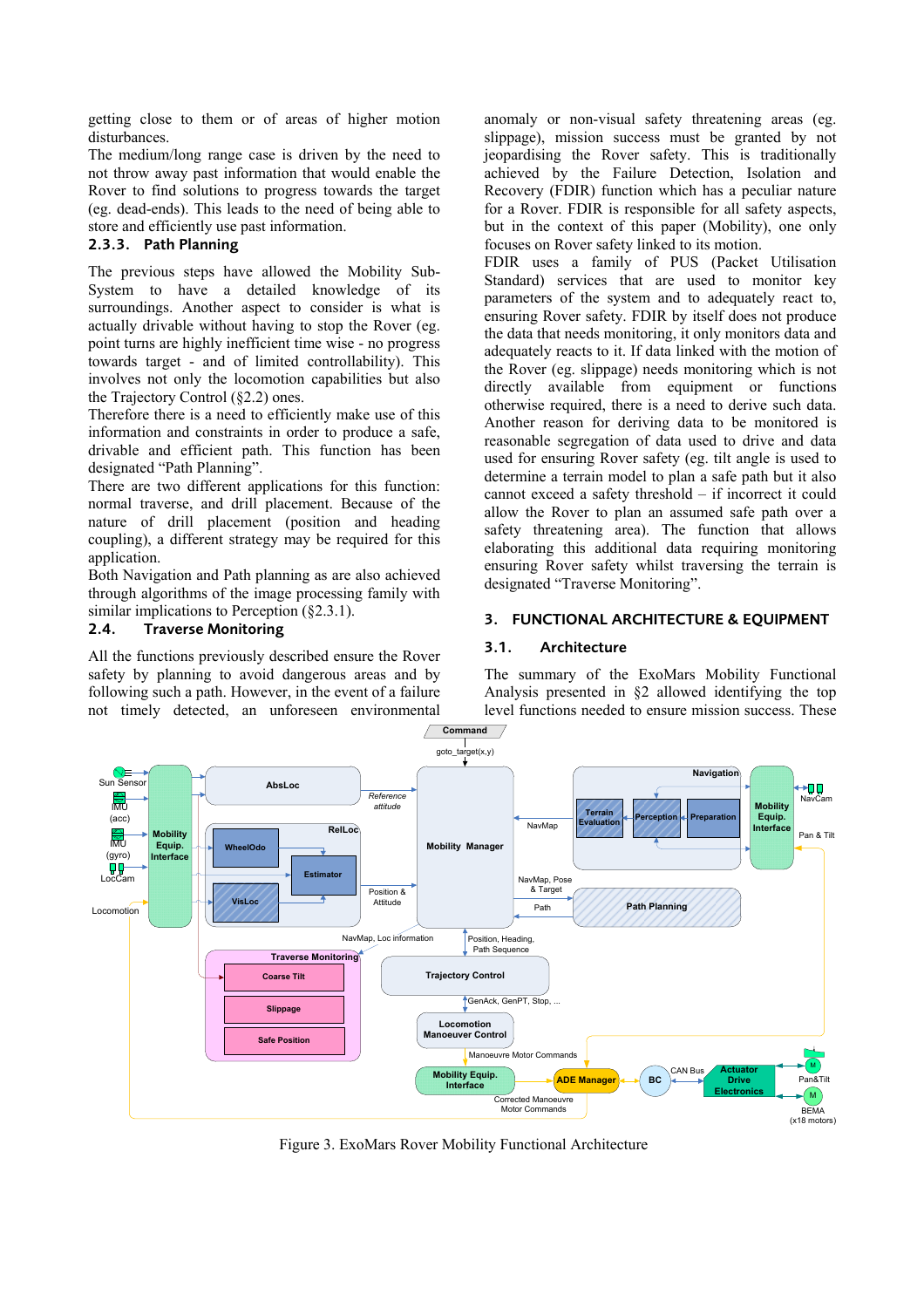getting close to them or of areas of higher motion disturbances.

The medium/long range case is driven by the need to not throw away past information that would enable the Rover to find solutions to progress towards the target (eg. dead-ends). This leads to the need of being able to store and efficiently use past information.

### 2.3.3. Path Planning

The previous steps have allowed the Mobility Sub-System to have a detailed knowledge of its surroundings. Another aspect to consider is what is actually drivable without having to stop the Rover (eg. point turns are highly inefficient time wise - no progress towards target - and of limited controllability). This involves not only the locomotion capabilities but also the Trajectory Control (§2.2) ones.

Therefore there is a need to efficiently make use of this information and constraints in order to produce a safe, drivable and efficient path. This function has been designated "Path Planning".

There are two different applications for this function: normal traverse, and drill placement. Because of the nature of drill placement (position and heading coupling), a different strategy may be required for this application.

Both Navigation and Path planning as are also achieved through algorithms of the image processing family with similar implications to Perception (§2.3.1).

## 2.4. Traverse Monitoring

All the functions previously described ensure the Rover safety by planning to avoid dangerous areas and by following such a path. However, in the event of a failure not timely detected, an unforeseen environmental anomaly or non-visual safety threatening areas (eg. slippage), mission success must be granted by not jeopardising the Rover safety. This is traditionally achieved by the Failure Detection, Isolation and Recovery (FDIR) function which has a peculiar nature for a Rover. FDIR is responsible for all safety aspects, but in the context of this paper (Mobility), one only focuses on Rover safety linked to its motion.

FDIR uses a family of PUS (Packet Utilisation Standard) services that are used to monitor key parameters of the system and to adequately react to, ensuring Rover safety. FDIR by itself does not produce the data that needs monitoring, it only monitors data and adequately reacts to it. If data linked with the motion of the Rover (eg. slippage) needs monitoring which is not directly available from equipment or functions otherwise required, there is a need to derive such data. Another reason for deriving data to be monitored is reasonable segregation of data used to drive and data used for ensuring Rover safety (eg. tilt angle is used to determine a terrain model to plan a safe path but it also cannot exceed a safety threshold – if incorrect it could allow the Rover to plan an assumed safe path over a safety threatening area). The function that allows elaborating this additional data requiring monitoring ensuring Rover safety whilst traversing the terrain is designated "Traverse Monitoring".

# 3. FUNCTIONAL ARCHITECTURE & EQUIPMENT

## 3.1. Architecture

The summary of the ExoMars Mobility Functional Analysis presented in §2 allowed identifying the top level functions needed to ensure mission success. These

Figure 3. ExoMars Rover Mobility Functional Architecture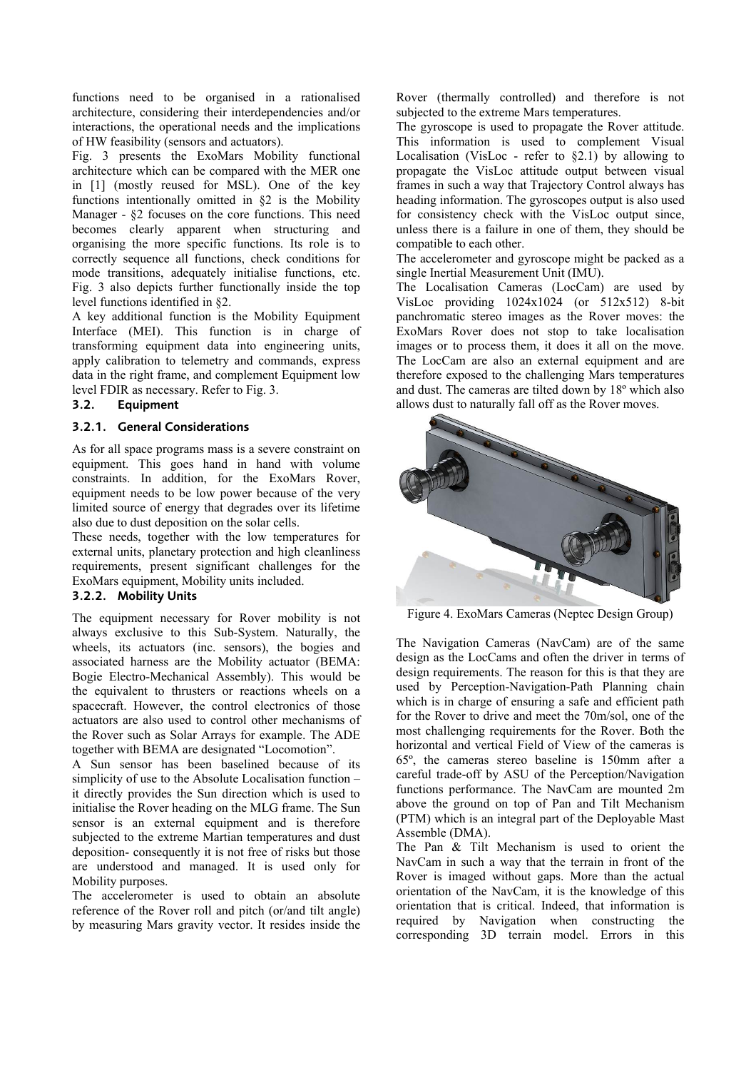functions need to be organised in a rationalised architecture, considering their interdependencies and/or interactions, the operational needs and the implications of HW feasibility (sensors and actuators).

Fig. 3 presents the ExoMars Mobility functional architecture which can be compared with the MER one in [1] (mostly reused for MSL). One of the key functions intentionally omitted in §2 is the Mobility Manager - §2 focuses on the core functions. This need becomes clearly apparent when structuring and organising the more specific functions. Its role is to correctly sequence all functions, check conditions for mode transitions, adequately initialise functions, etc. Fig. 3 also depicts further functionally inside the top level functions identified in §2.

A key additional function is the Mobility Equipment Interface (MEI). This function is in charge of transforming equipment data into engineering units, apply calibration to telemetry and commands, express data in the right frame, and complement Equipment low level FDIR as necessary. Refer to Fig. 3.

### 3.2. Equipment

#### 3.2.1. General Considerations

As for all space programs mass is a severe constraint on equipment. This goes hand in hand with volume constraints. In addition, for the ExoMars Rover, equipment needs to be low power because of the very limited source of energy that degrades over its lifetime also due to dust deposition on the solar cells.

These needs, together with the low temperatures for external units, planetary protection and high cleanliness requirements, present significant challenges for the ExoMars equipment, Mobility units included.

#### 3.2.2. Mobility Units

The equipment necessary for Rover mobility is not always exclusive to this Sub-System. Naturally, the wheels, its actuators (inc. sensors), the bogies and associated harness are the Mobility actuator (BEMA: Bogie Electro-Mechanical Assembly). This would be the equivalent to thrusters or reactions wheels on a spacecraft. However, the control electronics of those actuators are also used to control other mechanisms of the Rover such as Solar Arrays for example. The ADE together with BEMA are designated "Locomotion".

A Sun sensor has been baselined because of its simplicity of use to the Absolute Localisation function – it directly provides the Sun direction which is used to initialise the Rover heading on the MLG frame. The Sun sensor is an external equipment and is therefore subjected to the extreme Martian temperatures and dust deposition- consequently it is not free of risks but those are understood and managed. It is used only for Mobility purposes.

The accelerometer is used to obtain an absolute reference of the Rover roll and pitch (or/and tilt angle) by measuring Mars gravity vector. It resides inside the Rover (thermally controlled) and therefore is not subjected to the extreme Mars temperatures.

The gyroscope is used to propagate the Rover attitude. This information is used to complement Visual Localisation (VisLoc - refer to §2.1) by allowing to propagate the VisLoc attitude output between visual frames in such a way that Trajectory Control always has heading information. The gyroscopes output is also used for consistency check with the VisLoc output since, unless there is a failure in one of them, they should be compatible to each other.

The accelerometer and gyroscope might be packed as a single Inertial Measurement Unit (IMU).

The Localisation Cameras (LocCam) are used by VisLoc providing 1024x1024 (or 512x512) 8-bit panchromatic stereo images as the Rover moves: the ExoMars Rover does not stop to take localisation images or to process them, it does it all on the move. The LocCam are also an external equipment and are therefore exposed to the challenging Mars temperatures and dust. The cameras are tilted down by 18º which also allows dust to naturally fall off as the Rover moves.

Figure 4. ExoMars Cameras (Neptec Design Group)

The Navigation Cameras (NavCam) are of the same design as the LocCams and often the driver in terms of design requirements. The reason for this is that they are used by Perception-Navigation-Path Planning chain which is in charge of ensuring a safe and efficient path for the Rover to drive and meet the 70m/sol, one of the most challenging requirements for the Rover. Both the horizontal and vertical Field of View of the cameras is 65º, the cameras stereo baseline is 150mm after a careful trade-off by ASU of the Perception/Navigation functions performance. The NavCam are mounted 2m above the ground on top of Pan and Tilt Mechanism (PTM) which is an integral part of the Deployable Mast Assemble (DMA).

The Pan & Tilt Mechanism is used to orient the NavCam in such a way that the terrain in front of the Rover is imaged without gaps. More than the actual orientation of the NavCam, it is the knowledge of this orientation that is critical. Indeed, that information is required by Navigation when constructing the corresponding 3D terrain model. Errors in this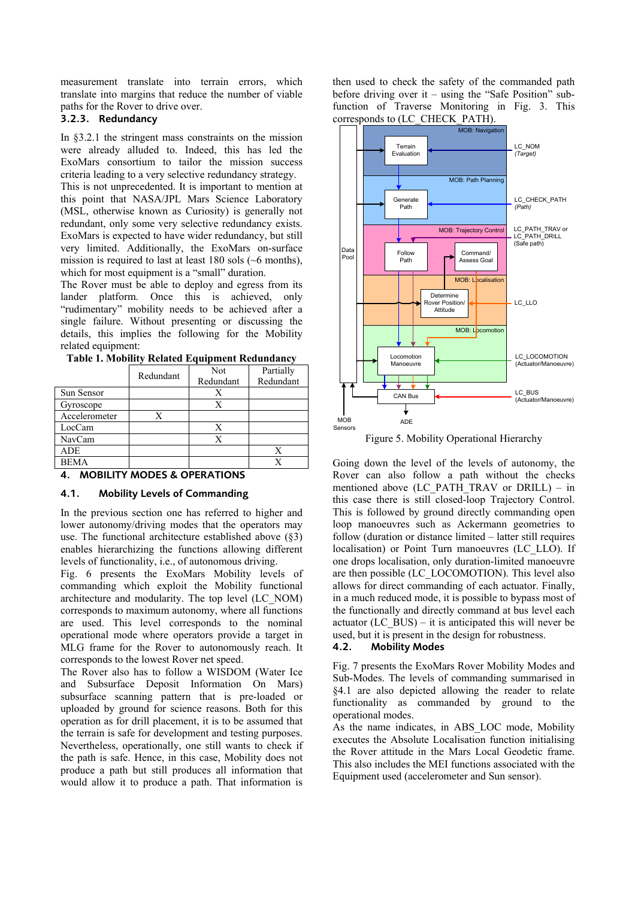measurement translate into terrain errors, which translate into margins that reduce the number of viable paths for the Rover to drive over.

### 3.2.3. Redundancy

In §3.2.1 the stringent mass constraints on the mission were already alluded to. Indeed, this has led the ExoMars consortium to tailor the mission success criteria leading to a very selective redundancy strategy.

This is not unprecedented. It is important to mention at this point that NASA/JPL Mars Science Laboratory (MSL, otherwise known as Curiosity) is generally not redundant, only some very selective redundancy exists. ExoMars is expected to have wider redundancy, but still very limited. Additionally, the ExoMars on-surface mission is required to last at least 180 sols (~6 months), which for most equipment is a "small" duration.

The Rover must be able to deploy and egress from its lander platform. Once this is achieved, only "rudimentary" mobility needs to be achieved after a single failure. Without presenting or discussing the details, this implies the following for the Mobility related equipment:

**Table 1. Mobility Related Equipment Redundancy**

| | Redundant | Not Redundant | Partially Redundant |
|---|---|---|---|
| Sun Sensor | | X | |
| Gyroscope | | X | |
| Accelerometer | X | | |
| LocCam | | X | |
| NavCam | | X | |
| ADE | | | X |
| BEMA | | | X |

## 4. MOBILITY MODES & OPERATIONS

### 4.1. Mobility Levels of Commanding

In the previous section one has referred to higher and lower autonomy/driving modes that the operators may use. The functional architecture established above (§3) enables hierarchizing the functions allowing different levels of functionality, i.e., of autonomous driving.

Fig. 6 presents the ExoMars Mobility levels of commanding which exploit the Mobility functional architecture and modularity. The top level (LC_NOM) corresponds to maximum autonomy, where all functions are used. This level corresponds to the nominal operational mode where operators provide a target in MLG frame for the Rover to autonomously reach. It corresponds to the lowest Rover net speed.

The Rover also has to follow a WISDOM (Water Ice and Subsurface Deposit Information On Mars) subsurface scanning pattern that is pre-loaded or uploaded by ground for science reasons. Both for this operation as for drill placement, it is to be assumed that the terrain is safe for development and testing purposes. Nevertheless, operationally, one still wants to check if the path is safe. Hence, in this case, Mobility does not produce a path but still produces all information that would allow it to produce a path. That information is then used to check the safety of the commanded path before driving over it – using the "Safe Position" sub-function of Traverse Monitoring in Fig. 3. This corresponds to (LC_CHECK_PATH).

Figure 5. Mobility Operational Hierarchy

Going down the level of the levels of autonomy, the Rover can also follow a path without the checks mentioned above (LC_PATH_TRAV or DRILL) – in this case there is still closed-loop Trajectory Control. This is followed by ground directly commanding open loop manoeuvres such as Ackermann geometries to follow (duration or distance limited – latter still requires localisation) or Point Turn manoeuvres (LC_LLO). If one drops localisation, only duration-limited manoeuvre are then possible (LC_LOCOMOTION). This level also allows for direct commanding of each actuator. Finally, in a much reduced mode, it is possible to bypass most of the functionally and directly command at bus level each actuator (LC_BUS) – it is anticipated this will never be used, but it is present in the design for robustness.

### 4.2. Mobility Modes

Fig. 7 presents the ExoMars Rover Mobility Modes and Sub-Modes. The levels of commanding summarised in §4.1 are also depicted allowing the reader to relate functionality as commanded by ground to the operational modes.

As the name indicates, in ABS_LOC mode, Mobility executes the Absolute Localisation function initialising the Rover attitude in the Mars Local Geodetic frame. This also includes the MEI functions associated with the Equipment used (accelerometer and Sun sensor).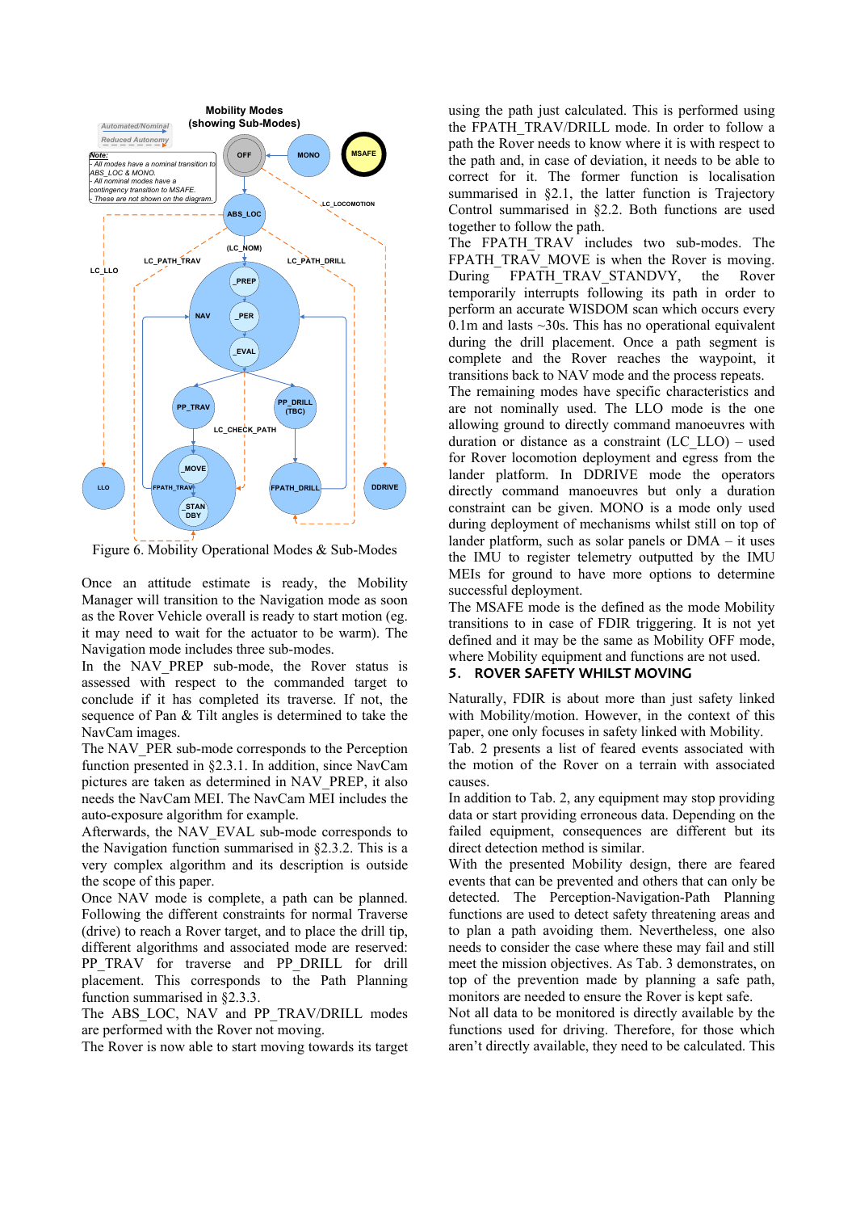Figure 6. Mobility Operational Modes & Sub-Modes

Once an attitude estimate is ready, the Mobility Manager will transition to the Navigation mode as soon as the Rover Vehicle overall is ready to start motion (eg. it may need to wait for the actuator to be warm). The Navigation mode includes three sub-modes.

In the NAV_PREP sub-mode, the Rover status is assessed with respect to the commanded target to conclude if it has completed its traverse. If not, the sequence of Pan & Tilt angles is determined to take the NavCam images.

The NAV_PER sub-mode corresponds to the Perception function presented in §2.3.1. In addition, since NavCam pictures are taken as determined in NAV_PREP, it also needs the NavCam MEI. The NavCam MEI includes the auto-exposure algorithm for example.

Afterwards, the NAV_EVAL sub-mode corresponds to the Navigation function summarised in §2.3.2. This is a very complex algorithm and its description is outside the scope of this paper.

Once NAV mode is complete, a path can be planned. Following the different constraints for normal Traverse (drive) to reach a Rover target, and to place the drill tip, different algorithms and associated mode are reserved: PP_TRAV for traverse and PP_DRILL for drill placement. This corresponds to the Path Planning function summarised in §2.3.3.

The ABS_LOC, NAV and PP_TRAV/DRILL modes are performed with the Rover not moving.

The Rover is now able to start moving towards its target using the path just calculated. This is performed using the FPATH_TRAV/DRILL mode. In order to follow a path the Rover needs to know where it is with respect to the path and, in case of deviation, it needs to be able to correct for it. The former function is localisation summarised in §2.1, the latter function is Trajectory Control summarised in §2.2. Both functions are used together to follow the path.

The FPATH_TRAV includes two sub-modes. The FPATH_TRAV_MOVE is when the Rover is moving. During FPATH_TRAV_STANDVY, the Rover temporarily interrupts following its path in order to perform an accurate WISDOM scan which occurs every 0.1m and lasts ~30s. This has no operational equivalent during the drill placement. Once a path segment is complete and the Rover reaches the waypoint, it transitions back to NAV mode and the process repeats.

The remaining modes have specific characteristics and are not nominally used. The LLO mode is the one allowing ground to directly command manoeuvres with duration or distance as a constraint (LC_LLO) – used for Rover locomotion deployment and egress from the lander platform. In DDRIVE mode the operators directly command manoeuvres but only a duration constraint can be given. MONO is a mode only used during deployment of mechanisms whilst still on top of lander platform, such as solar panels or DMA – it uses the IMU to register telemetry outputted by the IMU MEIs for ground to have more options to determine successful deployment.

The MSAFE mode is the defined as the mode Mobility transitions to in case of FDIR triggering. It is not yet defined and it may be the same as Mobility OFF mode, where Mobility equipment and functions are not used.

## 5. ROVER SAFETY WHILST MOVING

Naturally, FDIR is about more than just safety linked with Mobility/motion. However, in the context of this paper, one only focuses in safety linked with Mobility.

Tab. 2 presents a list of feared events associated with the motion of the Rover on a terrain with associated causes.

In addition to Tab. 2, any equipment may stop providing data or start providing erroneous data. Depending on the failed equipment, consequences are different but its direct detection method is similar.

With the presented Mobility design, there are feared events that can be prevented and others that can only be detected. The Perception-Navigation-Path Planning functions are used to detect safety threatening areas and to plan a path avoiding them. Nevertheless, one also needs to consider the case where these may fail and still meet the mission objectives. As Tab. 3 demonstrates, on top of the prevention made by planning a safe path, monitors are needed to ensure the Rover is kept safe.

Not all data to be monitored is directly available by the functions used for driving. Therefore, for those which aren't directly available, they need to be calculated. This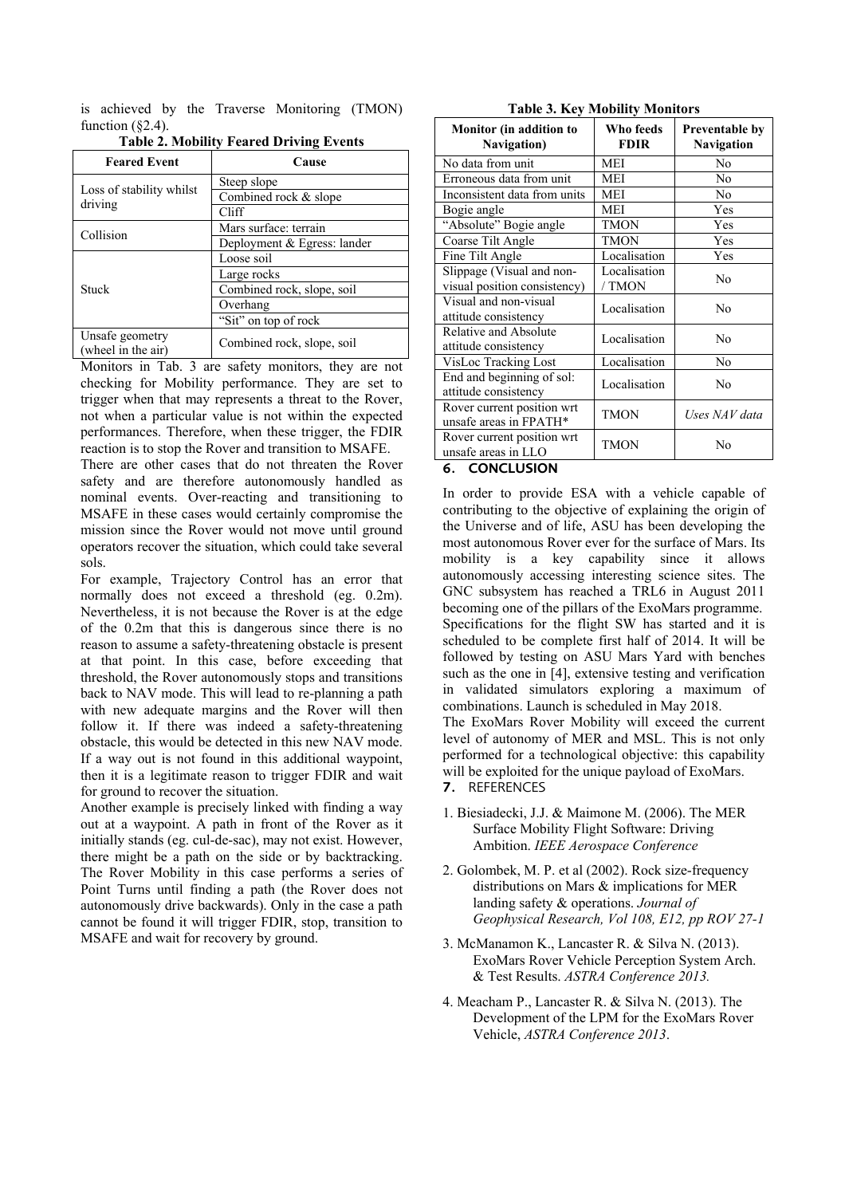is achieved by the Traverse Monitoring (TMON) function (§2.4).

**Table 2. Mobility Feared Driving Events**

| Feared Event | Cause |
|---|---|
| Loss of stability whilst driving | Steep slope |
| | Combined rock & slope |
| | Cliff |
| Collision | Mars surface: terrain |
| | Deployment & Egress: lander |
| Stuck | Loose soil |
| | Large rocks |
| | Combined rock, slope, soil |
| | Overhang |
| | "Sit" on top of rock |
| Unsafe geometry (wheel in the air) | Combined rock, slope, soil |

Monitors in Tab. 3 are safety monitors, they are not checking for Mobility performance. They are set to trigger when that may represents a threat to the Rover, not when a particular value is not within the expected performances. Therefore, when these trigger, the FDIR reaction is to stop the Rover and transition to MSAFE.

There are other cases that do not threaten the Rover safety and are therefore autonomously handled as nominal events. Over-reacting and transitioning to MSAFE in these cases would certainly compromise the mission since the Rover would not move until ground operators recover the situation, which could take several sols.

For example, Trajectory Control has an error that normally does not exceed a threshold (eg. 0.2m). Nevertheless, it is not because the Rover is at the edge of the 0.2m that this is dangerous since there is no reason to assume a safety-threatening obstacle is present at that point. In this case, before exceeding that threshold, the Rover autonomously stops and transitions back to NAV mode. This will lead to re-planning a path with new adequate margins and the Rover will then follow it. If there was indeed a safety-threatening obstacle, this would be detected in this new NAV mode. If a way out is not found in this additional waypoint, then it is a legitimate reason to trigger FDIR and wait for ground to recover the situation.

Another example is precisely linked with finding a way out at a waypoint. A path in front of the Rover as it initially stands (eg. cul-de-sac), may not exist. However, there might be a path on the side or by backtracking. The Rover Mobility in this case performs a series of Point Turns until finding a path (the Rover does not autonomously drive backwards). Only in the case a path cannot be found it will trigger FDIR, stop, transition to MSAFE and wait for recovery by ground.

**Table 3. Key Mobility Monitors**

| Monitor (in addition to Navigation) | Who feeds FDIR | Preventable by Navigation |
|---|---|---|
| No data from unit | MEI | No |
| Erroneous data from unit | MEI | No |
| Inconsistent data from units | MEI | No |
| Bogie angle | MEI | Yes |
| "Absolute" Bogie angle | TMON | Yes |
| Coarse Tilt Angle | TMON | Yes |
| Fine Tilt Angle | Localisation | Yes |
| Slippage (Visual and non-visual position consistency) | Localisation / TMON | No |
| Visual and non-visual attitude consistency | Localisation | No |
| Relative and Absolute attitude consistency | Localisation | No |
| VisLoc Tracking Lost | Localisation | No |
| End and beginning of sol: attitude consistency | Localisation | No |
| Rover current position wrt unsafe areas in FPATH* | TMON | *Uses NAV data* |
| Rover current position wrt unsafe areas in LLO | TMON | No |

## 6. CONCLUSION

In order to provide ESA with a vehicle capable of contributing to the objective of explaining the origin of the Universe and of life, ASU has been developing the most autonomous Rover ever for the surface of Mars. Its mobility is a key capability since it allows autonomously accessing interesting science sites. The GNC subsystem has reached a TRL6 in August 2011 becoming one of the pillars of the ExoMars programme. Specifications for the flight SW has started and it is scheduled to be complete first half of 2014. It will be followed by testing on ASU Mars Yard with benches such as the one in [4], extensive testing and verification in validated simulators exploring a maximum of combinations. Launch is scheduled in May 2018.

The ExoMars Rover Mobility will exceed the current level of autonomy of MER and MSL. This is not only performed for a technological objective: this capability will be exploited for the unique payload of ExoMars.

## 7. REFERENCES

1. Biesiadecki, J.J. & Maimone M. (2006). The MER Surface Mobility Flight Software: Driving Ambition. *IEEE Aerospace Conference*
2. Golombek, M. P. et al (2002). Rock size-frequency distributions on Mars & implications for MER landing safety & operations. *Journal of Geophysical Research, Vol 108, E12, pp ROV 27-1*
3. McManamon K., Lancaster R. & Silva N. (2013). ExoMars Rover Vehicle Perception System Arch. & Test Results. *ASTRA Conference 2013.*
4. Meacham P., Lancaster R. & Silva N. (2013). The Development of the LPM for the ExoMars Rover Vehicle, *ASTRA Conference 2013*.